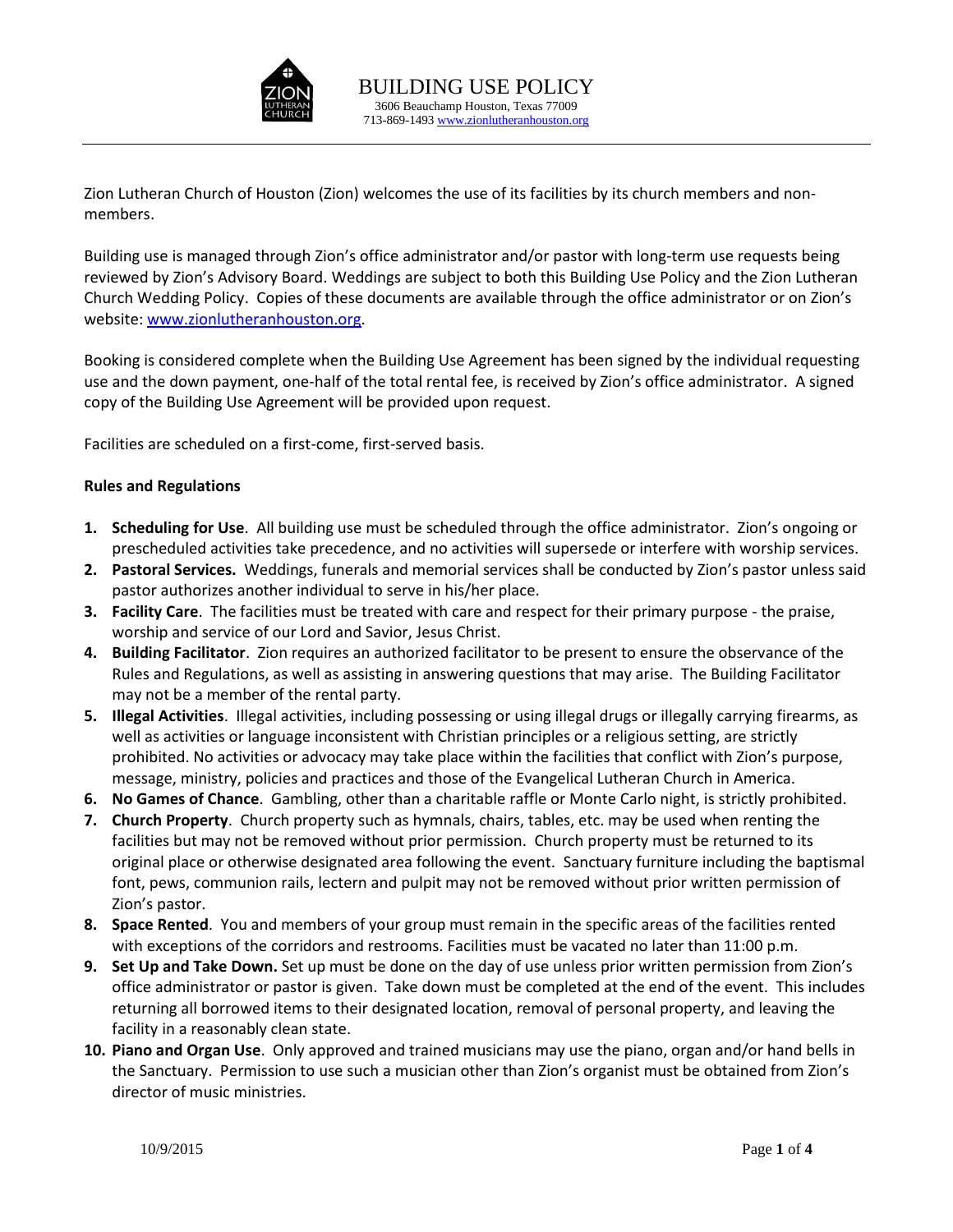# BUILDING USE POLICY

3606 Beauchamp Houston, Texas 77009
713-869-1493 www.zionlutheranhouston.org

Zion Lutheran Church of Houston (Zion) welcomes the use of its facilities by its church members and non-members.

Building use is managed through Zion's office administrator and/or pastor with long-term use requests being reviewed by Zion's Advisory Board. Weddings are subject to both this Building Use Policy and the Zion Lutheran Church Wedding Policy. Copies of these documents are available through the office administrator or on Zion's website: www.zionlutheranhouston.org.

Booking is considered complete when the Building Use Agreement has been signed by the individual requesting use and the down payment, one-half of the total rental fee, is received by Zion's office administrator. A signed copy of the Building Use Agreement will be provided upon request.

Facilities are scheduled on a first-come, first-served basis.

**Rules and Regulations**

1. **Scheduling for Use**. All building use must be scheduled through the office administrator. Zion's ongoing or prescheduled activities take precedence, and no activities will supersede or interfere with worship services.
2. **Pastoral Services.** Weddings, funerals and memorial services shall be conducted by Zion's pastor unless said pastor authorizes another individual to serve in his/her place.
3. **Facility Care**. The facilities must be treated with care and respect for their primary purpose - the praise, worship and service of our Lord and Savior, Jesus Christ.
4. **Building Facilitator**. Zion requires an authorized facilitator to be present to ensure the observance of the Rules and Regulations, as well as assisting in answering questions that may arise. The Building Facilitator may not be a member of the rental party.
5. **Illegal Activities**. Illegal activities, including possessing or using illegal drugs or illegally carrying firearms, as well as activities or language inconsistent with Christian principles or a religious setting, are strictly prohibited. No activities or advocacy may take place within the facilities that conflict with Zion's purpose, message, ministry, policies and practices and those of the Evangelical Lutheran Church in America.
6. **No Games of Chance**. Gambling, other than a charitable raffle or Monte Carlo night, is strictly prohibited.
7. **Church Property**. Church property such as hymnals, chairs, tables, etc. may be used when renting the facilities but may not be removed without prior permission. Church property must be returned to its original place or otherwise designated area following the event. Sanctuary furniture including the baptismal font, pews, communion rails, lectern and pulpit may not be removed without prior written permission of Zion's pastor.
8. **Space Rented**. You and members of your group must remain in the specific areas of the facilities rented with exceptions of the corridors and restrooms. Facilities must be vacated no later than 11:00 p.m.
9. **Set Up and Take Down.** Set up must be done on the day of use unless prior written permission from Zion's office administrator or pastor is given. Take down must be completed at the end of the event. This includes returning all borrowed items to their designated location, removal of personal property, and leaving the facility in a reasonably clean state.
10. **Piano and Organ Use**. Only approved and trained musicians may use the piano, organ and/or hand bells in the Sanctuary. Permission to use such a musician other than Zion's organist must be obtained from Zion's director of music ministries.

10/9/2015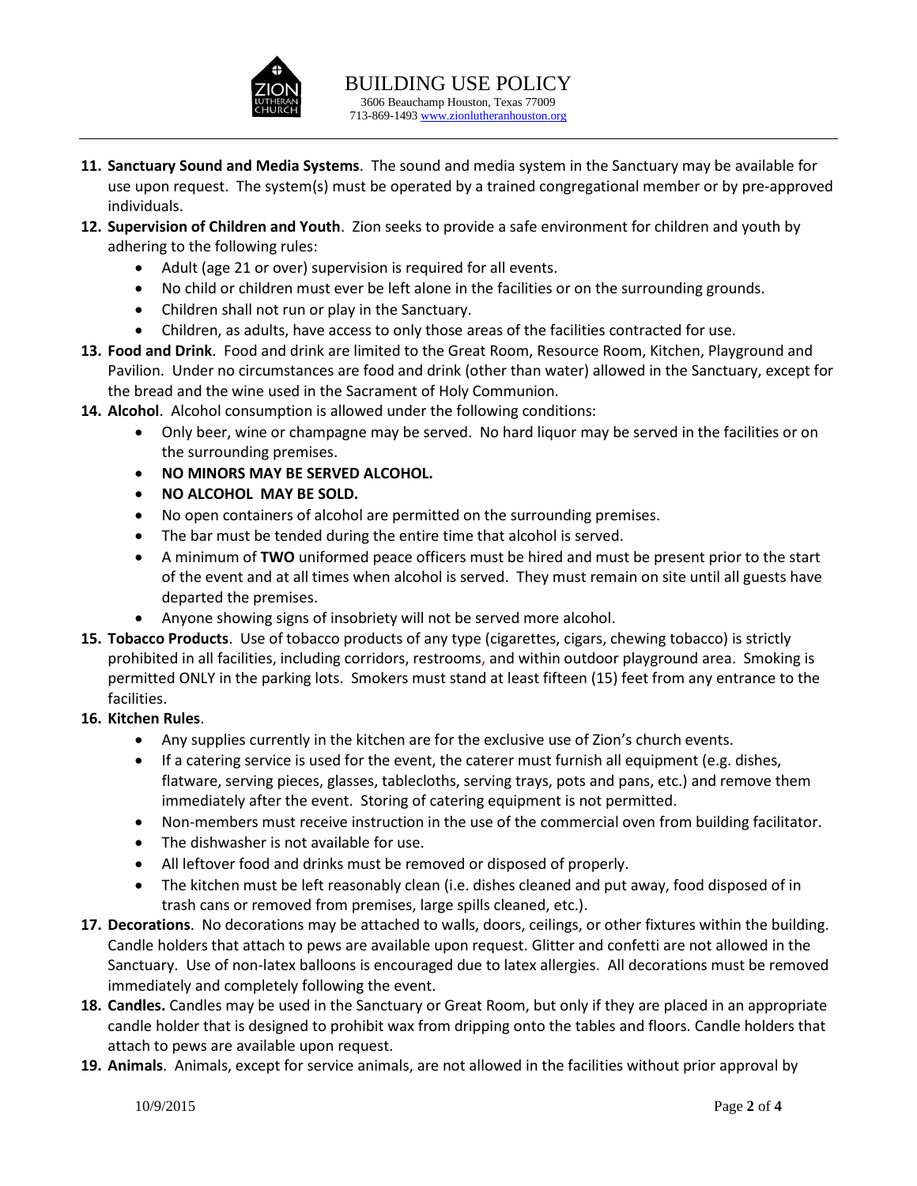11. **Sanctuary Sound and Media Systems**. The sound and media system in the Sanctuary may be available for use upon request. The system(s) must be operated by a trained congregational member or by pre-approved individuals.
12. **Supervision of Children and Youth**. Zion seeks to provide a safe environment for children and youth by adhering to the following rules:
    - Adult (age 21 or over) supervision is required for all events.
    - No child or children must ever be left alone in the facilities or on the surrounding grounds.
    - Children shall not run or play in the Sanctuary.
    - Children, as adults, have access to only those areas of the facilities contracted for use.
13. **Food and Drink**. Food and drink are limited to the Great Room, Resource Room, Kitchen, Playground and Pavilion. Under no circumstances are food and drink (other than water) allowed in the Sanctuary, except for the bread and the wine used in the Sacrament of Holy Communion.
14. **Alcohol**. Alcohol consumption is allowed under the following conditions:
    - Only beer, wine or champagne may be served. No hard liquor may be served in the facilities or on the surrounding premises.
    - **NO MINORS MAY BE SERVED ALCOHOL.**
    - **NO ALCOHOL MAY BE SOLD.**
    - No open containers of alcohol are permitted on the surrounding premises.
    - The bar must be tended during the entire time that alcohol is served.
    - A minimum of **TWO** uniformed peace officers must be hired and must be present prior to the start of the event and at all times when alcohol is served. They must remain on site until all guests have departed the premises.
    - Anyone showing signs of insobriety will not be served more alcohol.
15. **Tobacco Products**. Use of tobacco products of any type (cigarettes, cigars, chewing tobacco) is strictly prohibited in all facilities, including corridors, restrooms, and within outdoor playground area. Smoking is permitted ONLY in the parking lots. Smokers must stand at least fifteen (15) feet from any entrance to the facilities.
16. **Kitchen Rules**.
    - Any supplies currently in the kitchen are for the exclusive use of Zion's church events.
    - If a catering service is used for the event, the caterer must furnish all equipment (e.g. dishes, flatware, serving pieces, glasses, tablecloths, serving trays, pots and pans, etc.) and remove them immediately after the event. Storing of catering equipment is not permitted.
    - Non-members must receive instruction in the use of the commercial oven from building facilitator.
    - The dishwasher is not available for use.
    - All leftover food and drinks must be removed or disposed of properly.
    - The kitchen must be left reasonably clean (i.e. dishes cleaned and put away, food disposed of in trash cans or removed from premises, large spills cleaned, etc.).
17. **Decorations**. No decorations may be attached to walls, doors, ceilings, or other fixtures within the building. Candle holders that attach to pews are available upon request. Glitter and confetti are not allowed in the Sanctuary. Use of non-latex balloons is encouraged due to latex allergies. All decorations must be removed immediately and completely following the event.
18. **Candles.** Candles may be used in the Sanctuary or Great Room, but only if they are placed in an appropriate candle holder that is designed to prohibit wax from dripping onto the tables and floors. Candle holders that attach to pews are available upon request.
19. **Animals**. Animals, except for service animals, are not allowed in the facilities without prior approval by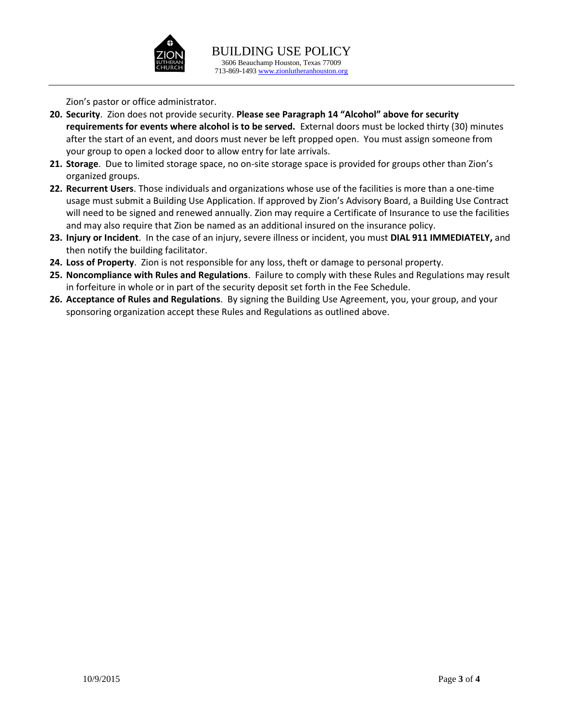Zion's pastor or office administrator.

20. **Security**. Zion does not provide security. **Please see Paragraph 14 "Alcohol" above for security requirements for events where alcohol is to be served.** External doors must be locked thirty (30) minutes after the start of an event, and doors must never be left propped open. You must assign someone from your group to open a locked door to allow entry for late arrivals.
21. **Storage**. Due to limited storage space, no on-site storage space is provided for groups other than Zion's organized groups.
22. **Recurrent Users**. Those individuals and organizations whose use of the facilities is more than a one-time usage must submit a Building Use Application. If approved by Zion's Advisory Board, a Building Use Contract will need to be signed and renewed annually. Zion may require a Certificate of Insurance to use the facilities and may also require that Zion be named as an additional insured on the insurance policy.
23. **Injury or Incident**. In the case of an injury, severe illness or incident, you must **DIAL 911 IMMEDIATELY,** and then notify the building facilitator.
24. **Loss of Property**. Zion is not responsible for any loss, theft or damage to personal property.
25. **Noncompliance with Rules and Regulations**. Failure to comply with these Rules and Regulations may result in forfeiture in whole or in part of the security deposit set forth in the Fee Schedule.
26. **Acceptance of Rules and Regulations**. By signing the Building Use Agreement, you, your group, and your sponsoring organization accept these Rules and Regulations as outlined above.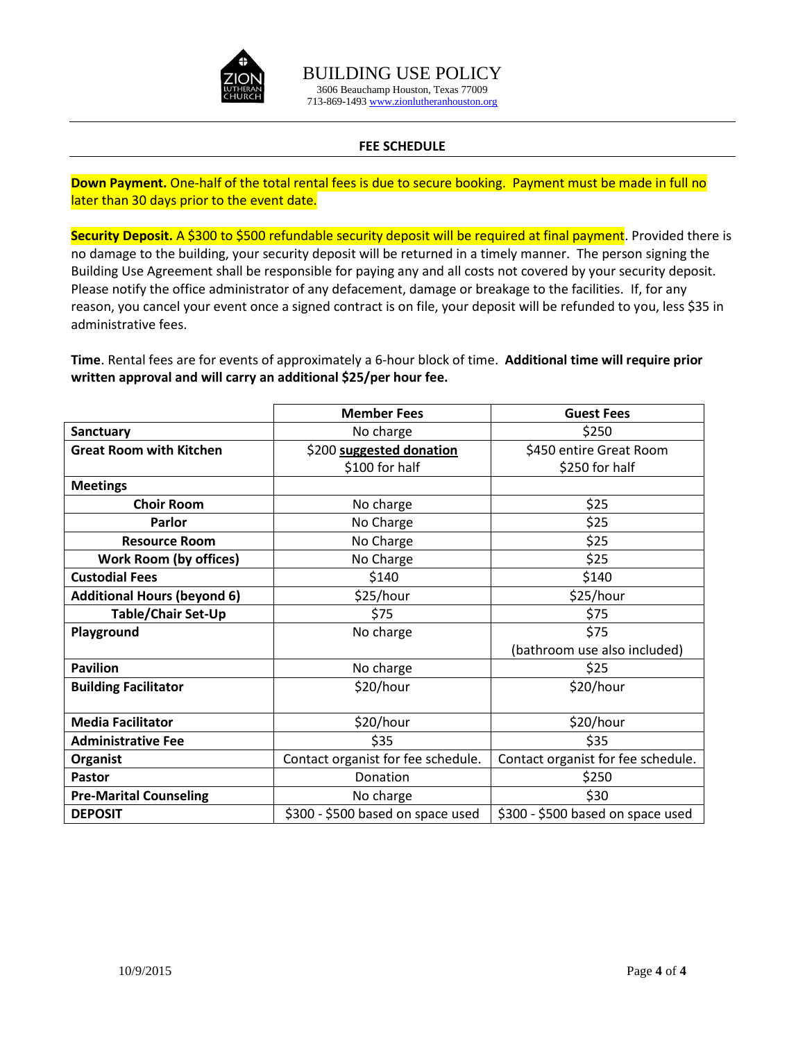# BUILDING USE POLICY

3606 Beauchamp Houston, Texas 77009
713-869-1493 www.zionlutheranhouston.org

## FEE SCHEDULE

**Down Payment.** One-half of the total rental fees is due to secure booking. Payment must be made in full no later than 30 days prior to the event date.

**Security Deposit.** A $300 to $500 refundable security deposit will be required at final payment. Provided there is no damage to the building, your security deposit will be returned in a timely manner. The person signing the Building Use Agreement shall be responsible for paying any and all costs not covered by your security deposit. Please notify the office administrator of any defacement, damage or breakage to the facilities. If, for any reason, you cancel your event once a signed contract is on file, your deposit will be refunded to you, less $35 in administrative fees.

**Time**. Rental fees are for events of approximately a 6-hour block of time. **Additional time will require prior written approval and will carry an additional $25/per hour fee.**

| | Member Fees | Guest Fees |
|---|---|---|
| **Sanctuary** | No charge | $250 |
| **Great Room with Kitchen** | $200 **suggested donation**<br>$100 for half | $450 entire Great Room<br>$250 for half |
| **Meetings** | | |
| **Choir Room** | No charge | $25 |
| **Parlor** | No Charge | $25 |
| **Resource Room** | No Charge | $25 |
| **Work Room (by offices)** | No Charge | $25 |
| **Custodial Fees** | $140 | $140 |
| **Additional Hours (beyond 6)** | $25/hour | $25/hour |
| **Table/Chair Set-Up** | $75 | $75 |
| **Playground** | No charge | $75<br>(bathroom use also included) |
| **Pavilion** | No charge | $25 |
| **Building Facilitator** | $20/hour | $20/hour |
| **Media Facilitator** | $20/hour | $20/hour |
| **Administrative Fee** | $35 | $35 |
| **Organist** | Contact organist for fee schedule. | Contact organist for fee schedule. |
| **Pastor** | Donation | $250 |
| **Pre-Marital Counseling** | No charge | $30 |
| **DEPOSIT** | $300 - $500 based on space used | $300 - $500 based on space used |

10/9/2015